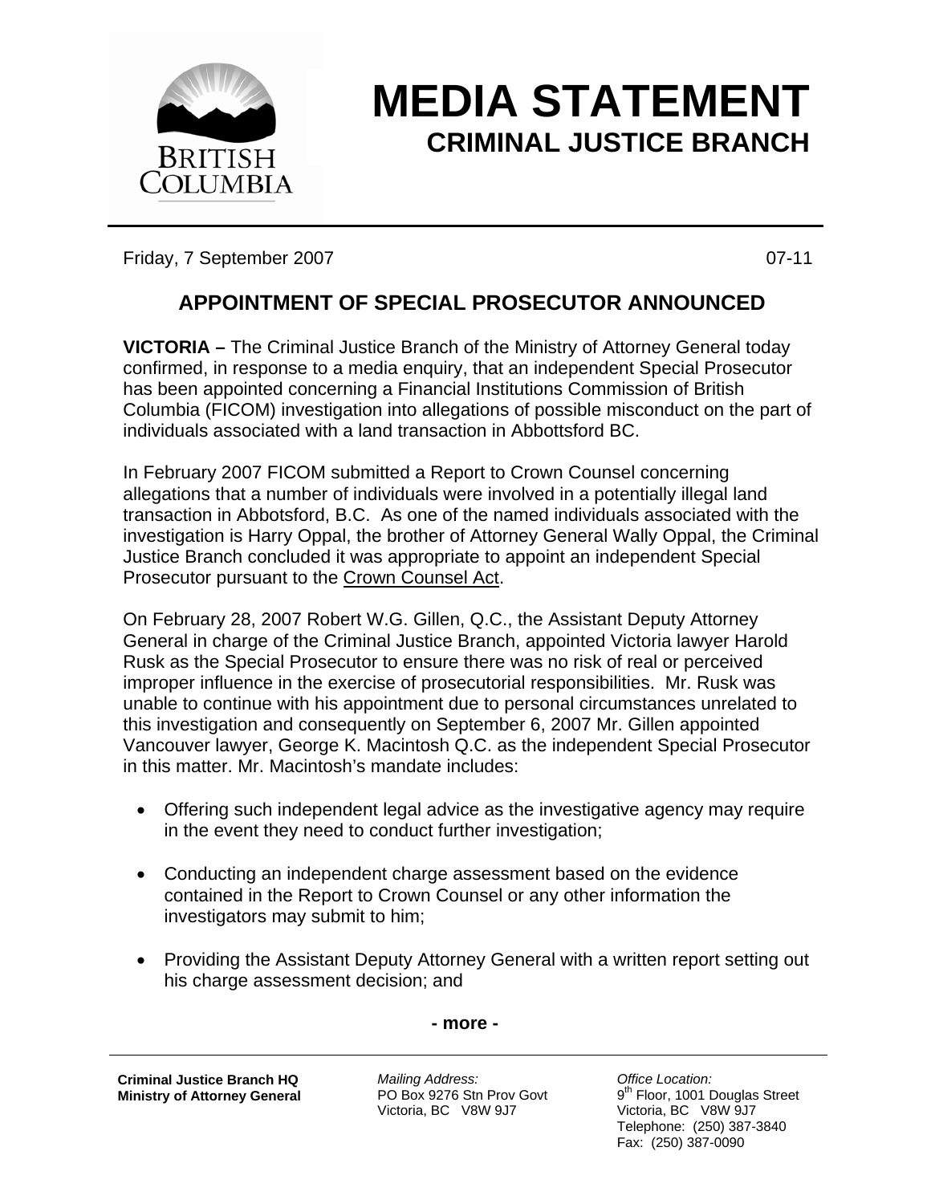# MEDIA STATEMENT

## CRIMINAL JUSTICE BRANCH

Friday, 7 September 2007 07-11

## APPOINTMENT OF SPECIAL PROSECUTOR ANNOUNCED

**VICTORIA –** The Criminal Justice Branch of the Ministry of Attorney General today confirmed, in response to a media enquiry, that an independent Special Prosecutor has been appointed concerning a Financial Institutions Commission of British Columbia (FICOM) investigation into allegations of possible misconduct on the part of individuals associated with a land transaction in Abbottsford BC.

In February 2007 FICOM submitted a Report to Crown Counsel concerning allegations that a number of individuals were involved in a potentially illegal land transaction in Abbotsford, B.C. As one of the named individuals associated with the investigation is Harry Oppal, the brother of Attorney General Wally Oppal, the Criminal Justice Branch concluded it was appropriate to appoint an independent Special Prosecutor pursuant to the Crown Counsel Act.

On February 28, 2007 Robert W.G. Gillen, Q.C., the Assistant Deputy Attorney General in charge of the Criminal Justice Branch, appointed Victoria lawyer Harold Rusk as the Special Prosecutor to ensure there was no risk of real or perceived improper influence in the exercise of prosecutorial responsibilities. Mr. Rusk was unable to continue with his appointment due to personal circumstances unrelated to this investigation and consequently on September 6, 2007 Mr. Gillen appointed Vancouver lawyer, George K. Macintosh Q.C. as the independent Special Prosecutor in this matter. Mr. Macintosh's mandate includes:

- Offering such independent legal advice as the investigative agency may require in the event they need to conduct further investigation;
- Conducting an independent charge assessment based on the evidence contained in the Report to Crown Counsel or any other information the investigators may submit to him;
- Providing the Assistant Deputy Attorney General with a written report setting out his charge assessment decision; and

- more -

**Criminal Justice Branch HQ**
**Ministry of Attorney General**

*Mailing Address:*
PO Box 9276 Stn Prov Govt
Victoria, BC V8W 9J7

*Office Location:*
9th Floor, 1001 Douglas Street
Victoria, BC V8W 9J7
Telephone: (250) 387-3840
Fax: (250) 387-0090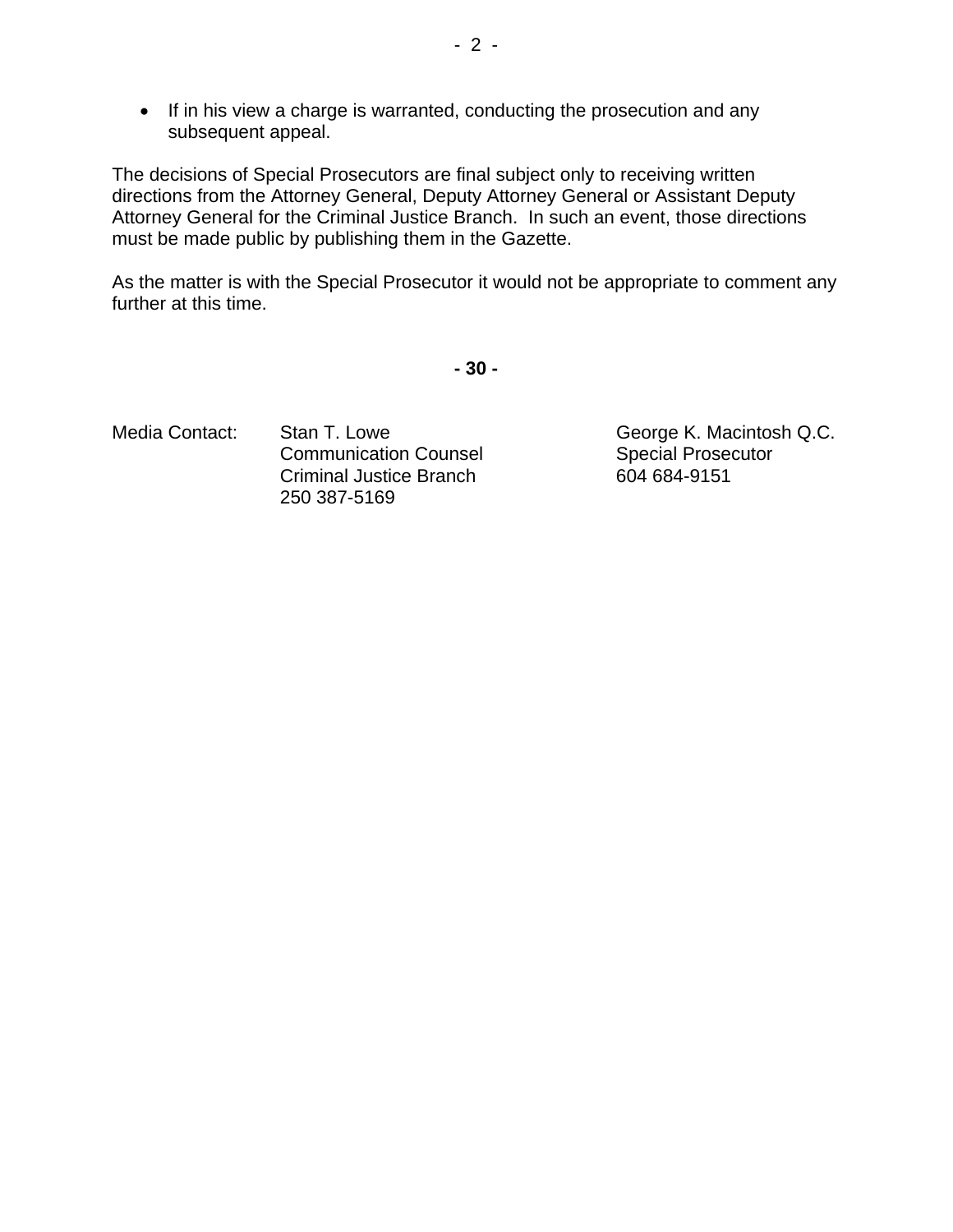- If in his view a charge is warranted, conducting the prosecution and any subsequent appeal.

The decisions of Special Prosecutors are final subject only to receiving written directions from the Attorney General, Deputy Attorney General or Assistant Deputy Attorney General for the Criminal Justice Branch. In such an event, those directions must be made public by publishing them in the Gazette.

As the matter is with the Special Prosecutor it would not be appropriate to comment any further at this time.

**- 30 -**

| | | |
|---|---|---|
| Media Contact: | Stan T. Lowe<br>Communication Counsel<br>Criminal Justice Branch<br>250 387-5169 | George K. Macintosh Q.C.<br>Special Prosecutor<br>604 684-9151 |